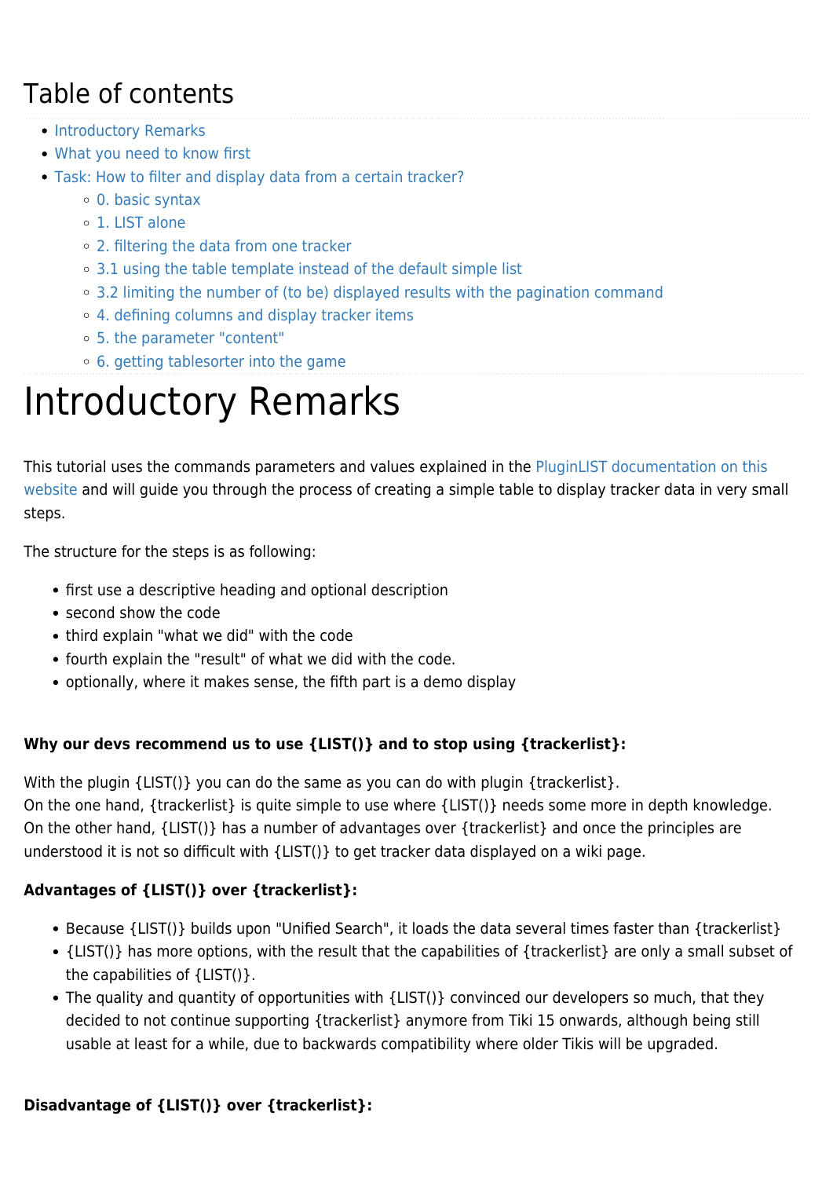## Table of contents

- Introductory Remarks
- What you need to know first
- Task: How to filter and display data from a certain tracker?
  - 0. basic syntax
  - 1. LIST alone
  - 2. filtering the data from one tracker
  - 3.1 using the table template instead of the default simple list
  - 3.2 limiting the number of (to be) displayed results with the pagination command
  - 4. defining columns and display tracker items
  - 5. the parameter "content"
  - 6. getting tablesorter into the game

# Introductory Remarks

This tutorial uses the commands parameters and values explained in the PluginLIST documentation on this website and will guide you through the process of creating a simple table to display tracker data in very small steps.

The structure for the steps is as following:

- first use a descriptive heading and optional description
- second show the code
- third explain "what we did" with the code
- fourth explain the "result" of what we did with the code.
- optionally, where it makes sense, the fifth part is a demo display

**Why our devs recommend us to use {LIST()} and to stop using {trackerlist}:**

With the plugin {LIST()} you can do the same as you can do with plugin {trackerlist}.
On the one hand, {trackerlist} is quite simple to use where {LIST()} needs some more in depth knowledge.
On the other hand, {LIST()} has a number of advantages over {trackerlist} and once the principles are understood it is not so difficult with {LIST()} to get tracker data displayed on a wiki page.

**Advantages of {LIST()} over {trackerlist}:**

- Because {LIST()} builds upon "Unified Search", it loads the data several times faster than {trackerlist}
- {LIST()} has more options, with the result that the capabilities of {trackerlist} are only a small subset of the capabilities of {LIST()}.
- The quality and quantity of opportunities with {LIST()} convinced our developers so much, that they decided to not continue supporting {trackerlist} anymore from Tiki 15 onwards, although being still usable at least for a while, due to backwards compatibility where older Tikis will be upgraded.

**Disadvantage of {LIST()} over {trackerlist}:**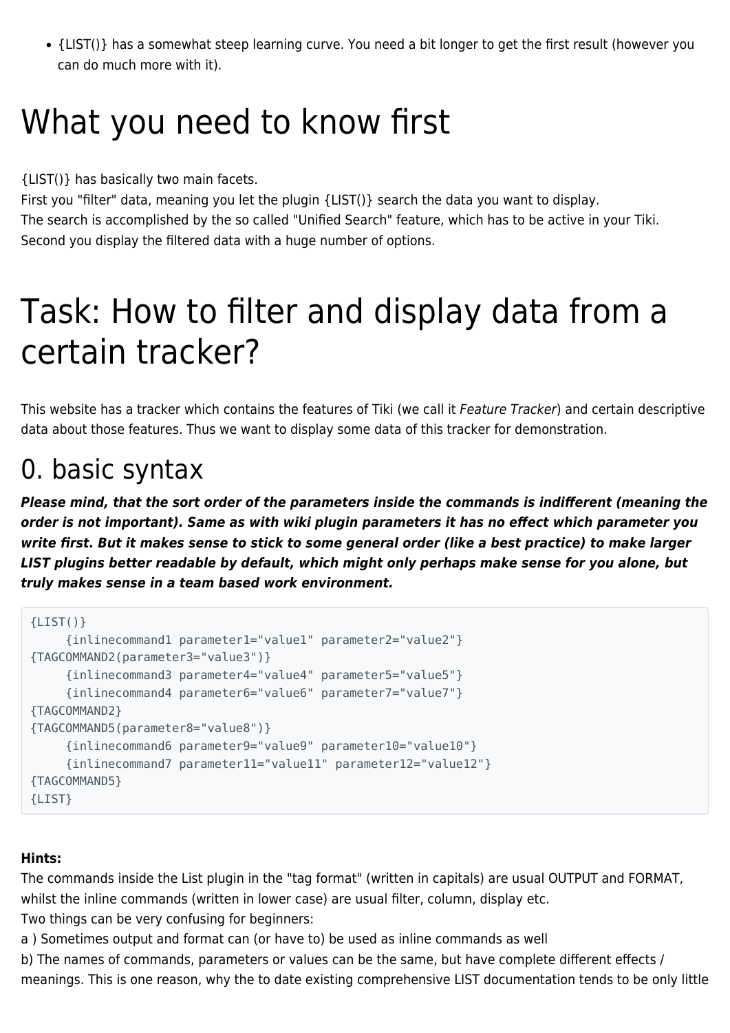- {LIST()} has a somewhat steep learning curve. You need a bit longer to get the first result (however you can do much more with it).

# What you need to know first

{LIST()} has basically two main facets.
First you "filter" data, meaning you let the plugin {LIST()} search the data you want to display.
The search is accomplished by the so called "Unified Search" feature, which has to be active in your Tiki.
Second you display the filtered data with a huge number of options.

# Task: How to filter and display data from a certain tracker?

This website has a tracker which contains the features of Tiki (we call it *Feature Tracker*) and certain descriptive data about those features. Thus we want to display some data of this tracker for demonstration.

## 0. basic syntax

***Please mind, that the sort order of the parameters inside the commands is indifferent (meaning the order is not important). Same as with wiki plugin parameters it has no effect which parameter you write first. But it makes sense to stick to some general order (like a best practice) to make larger LIST plugins better readable by default, which might only perhaps make sense for you alone, but truly makes sense in a team based work environment.***

```
{LIST()}
     {inlinecommand1 parameter1="value1" parameter2="value2"}
{TAGCOMMAND2(parameter3="value3")}
     {inlinecommand3 parameter4="value4" parameter5="value5"}
     {inlinecommand4 parameter6="value6" parameter7="value7"}
{TAGCOMMAND2}
{TAGCOMMAND5(parameter8="value8")}
     {inlinecommand6 parameter9="value9" parameter10="value10"}
     {inlinecommand7 parameter11="value11" parameter12="value12"}
{TAGCOMMAND5}
{LIST}
```

**Hints:**
The commands inside the List plugin in the "tag format" (written in capitals) are usual OUTPUT and FORMAT, whilst the inline commands (written in lower case) are usual filter, column, display etc.
Two things can be very confusing for beginners:
a ) Sometimes output and format can (or have to) be used as inline commands as well
b) The names of commands, parameters or values can be the same, but have complete different effects / meanings. This is one reason, why the to date existing comprehensive LIST documentation tends to be only little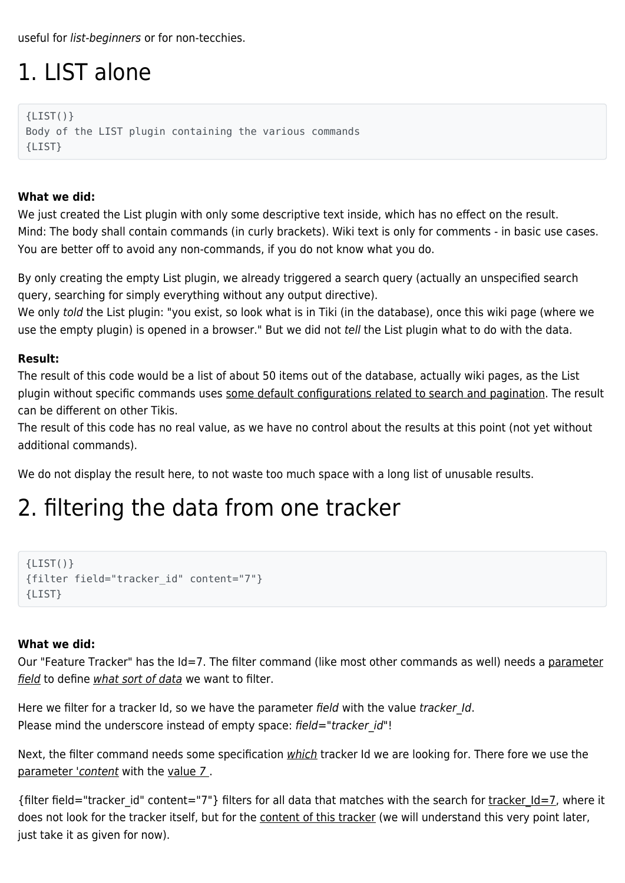useful for *list-beginners* or for non-tecchies.

# 1. LIST alone

```
{LIST()}
Body of the LIST plugin containing the various commands
{LIST}
```

**What we did:**
We just created the List plugin with only some descriptive text inside, which has no effect on the result.
Mind: The body shall contain commands (in curly brackets). Wiki text is only for comments - in basic use cases. You are better off to avoid any non-commands, if you do not know what you do.

By only creating the empty List plugin, we already triggered a search query (actually an unspecified search query, searching for simply everything without any output directive).
We only *told* the List plugin: "you exist, so look what is in Tiki (in the database), once this wiki page (where we use the empty plugin) is opened in a browser." But we did not *tell* the List plugin what to do with the data.

**Result:**
The result of this code would be a list of about 50 items out of the database, actually wiki pages, as the List plugin without specific commands uses some default configurations related to search and pagination. The result can be different on other Tikis.
The result of this code has no real value, as we have no control about the results at this point (not yet without additional commands).

We do not display the result here, to not waste too much space with a long list of unusable results.

# 2. filtering the data from one tracker

```
{LIST()}
{filter field="tracker_id" content="7"}
{LIST}
```

**What we did:**
Our "Feature Tracker" has the Id=7. The filter command (like most other commands as well) needs a parameter *field* to define *what sort of data* we want to filter.

Here we filter for a tracker Id, so we have the parameter *field* with the value *tracker_Id*.
Please mind the underscore instead of empty space: *field="tracker_id"*!

Next, the filter command needs some specification *which* tracker Id we are looking for. There fore we use the parameter '*content* with the value *7* .

{filter field="tracker_id" content="7"} filters for all data that matches with the search for tracker_Id=7, where it does not look for the tracker itself, but for the content of this tracker (we will understand this very point later, just take it as given for now).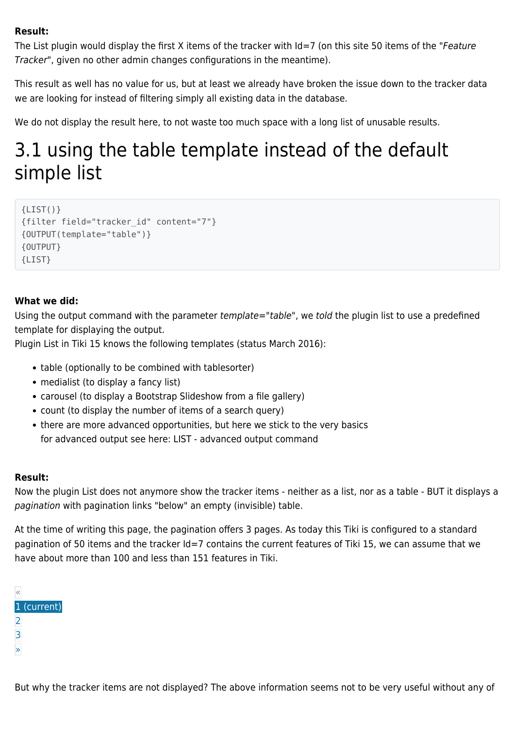**Result:**
The List plugin would display the first X items of the tracker with Id=7 (on this site 50 items of the "*Feature Tracker*", given no other admin changes configurations in the meantime).

This result as well has no value for us, but at least we already have broken the issue down to the tracker data we are looking for instead of filtering simply all existing data in the database.

We do not display the result here, to not waste too much space with a long list of unusable results.

# 3.1 using the table template instead of the default simple list

```
{LIST()}
{filter field="tracker_id" content="7"}
{OUTPUT(template="table")}
{OUTPUT}
{LIST}
```

**What we did:**
Using the output command with the parameter *template*="*table*", we *told* the plugin list to use a predefined template for displaying the output.
Plugin List in Tiki 15 knows the following templates (status March 2016):

- table (optionally to be combined with tablesorter)
- medialist (to display a fancy list)
- carousel (to display a Bootstrap Slideshow from a file gallery)
- count (to display the number of items of a search query)
- there are more advanced opportunities, but here we stick to the very basics
  for advanced output see here: LIST - advanced output command

**Result:**
Now the plugin List does not anymore show the tracker items - neither as a list, nor as a table - BUT it displays a *pagination* with pagination links "below" an empty (invisible) table.

At the time of writing this page, the pagination offers 3 pages. As today this Tiki is configured to a standard pagination of 50 items and the tracker Id=7 contains the current features of Tiki 15, we can assume that we have about more than 100 and less than 151 features in Tiki.

«
1 (current)
2
3
»

But why the tracker items are not displayed? The above information seems not to be very useful without any of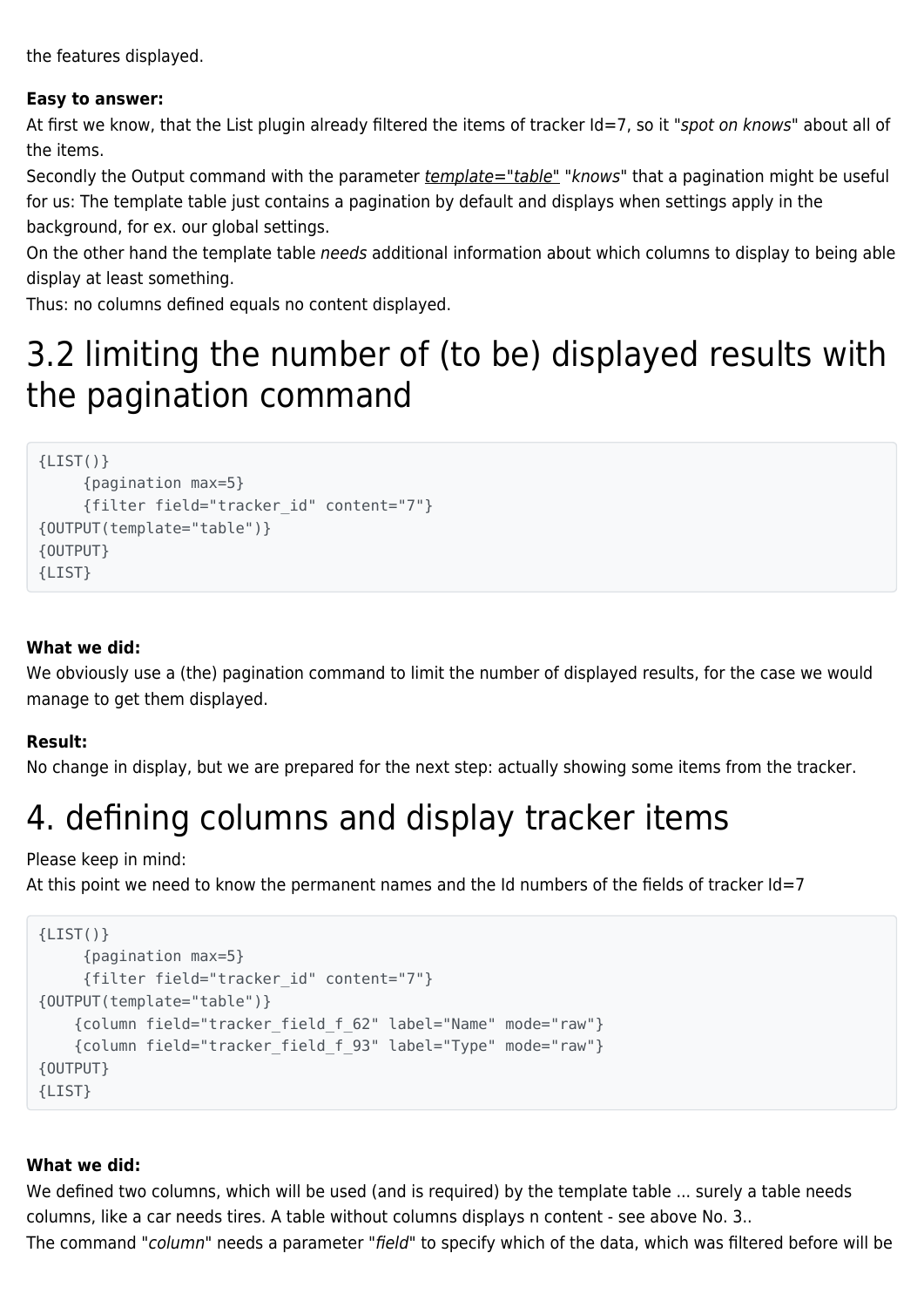the features displayed.

**Easy to answer:**
At first we know, that the List plugin already filtered the items of tracker Id=7, so it "*spot on knows*" about all of the items.
Secondly the Output command with the parameter *template="table"* "*knows*" that a pagination might be useful for us: The template table just contains a pagination by default and displays when settings apply in the background, for ex. our global settings.
On the other hand the template table *needs* additional information about which columns to display to being able display at least something.
Thus: no columns defined equals no content displayed.

# 3.2 limiting the number of (to be) displayed results with the pagination command

```
{LIST()}
     {pagination max=5}
     {filter field="tracker_id" content="7"}
{OUTPUT(template="table")}
{OUTPUT}
{LIST}
```

**What we did:**
We obviously use a (the) pagination command to limit the number of displayed results, for the case we would manage to get them displayed.

**Result:**
No change in display, but we are prepared for the next step: actually showing some items from the tracker.

# 4. defining columns and display tracker items

Please keep in mind:
At this point we need to know the permanent names and the Id numbers of the fields of tracker Id=7

```
{LIST()}
     {pagination max=5}
     {filter field="tracker_id" content="7"}
{OUTPUT(template="table")}
    {column field="tracker_field_f_62" label="Name" mode="raw"}
    {column field="tracker_field_f_93" label="Type" mode="raw"}
{OUTPUT}
{LIST}
```

**What we did:**
We defined two columns, which will be used (and is required) by the template table ... surely a table needs columns, like a car needs tires. A table without columns displays n content - see above No. 3..
The command "*column*" needs a parameter "*field*" to specify which of the data, which was filtered before will be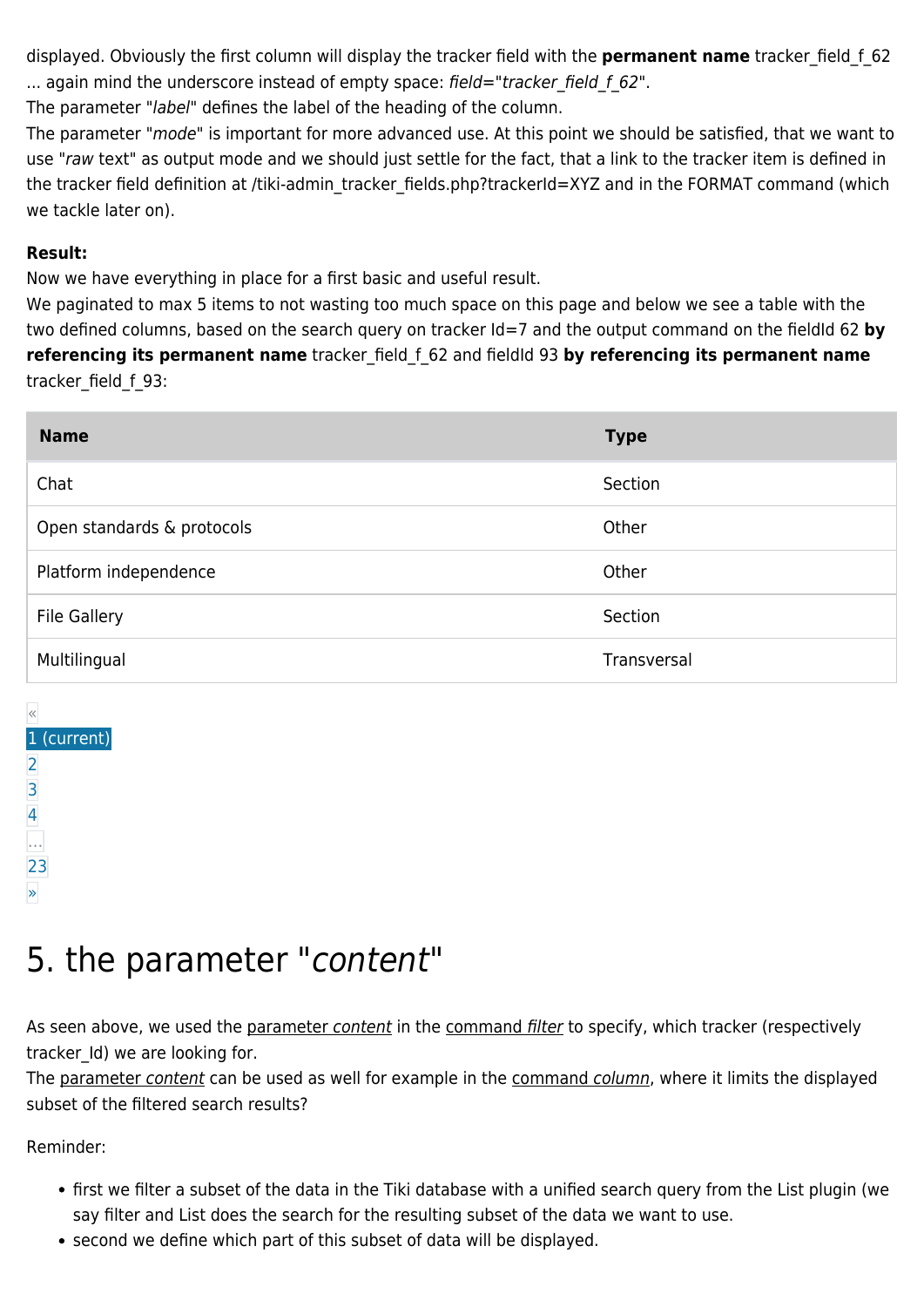displayed. Obviously the first column will display the tracker field with the **permanent name** tracker_field_f_62 ... again mind the underscore instead of empty space: *field="tracker_field_f_62"*.
The parameter "*label*" defines the label of the heading of the column.
The parameter "*mode*" is important for more advanced use. At this point we should be satisfied, that we want to use "*raw* text" as output mode and we should just settle for the fact, that a link to the tracker item is defined in the tracker field definition at /tiki-admin_tracker_fields.php?trackerId=XYZ and in the FORMAT command (which we tackle later on).

**Result:**
Now we have everything in place for a first basic and useful result.
We paginated to max 5 items to not wasting too much space on this page and below we see a table with the two defined columns, based on the search query on tracker Id=7 and the output command on the fieldId 62 **by referencing its permanent name** tracker_field_f_62 and fieldId 93 **by referencing its permanent name** tracker_field_f_93:

| Name | Type |
|---|---|
| Chat | Section |
| Open standards & protocols | Other |
| Platform independence | Other |
| File Gallery | Section |
| Multilingual | Transversal |

«
1 (current)
2
3
4
...
23
»

# 5. the parameter "*content*"

As seen above, we used the parameter *content* in the command *filter* to specify, which tracker (respectively tracker_Id) we are looking for.
The parameter *content* can be used as well for example in the command *column*, where it limits the displayed subset of the filtered search results?

Reminder:

- first we filter a subset of the data in the Tiki database with a unified search query from the List plugin (we say filter and List does the search for the resulting subset of the data we want to use.
- second we define which part of this subset of data will be displayed.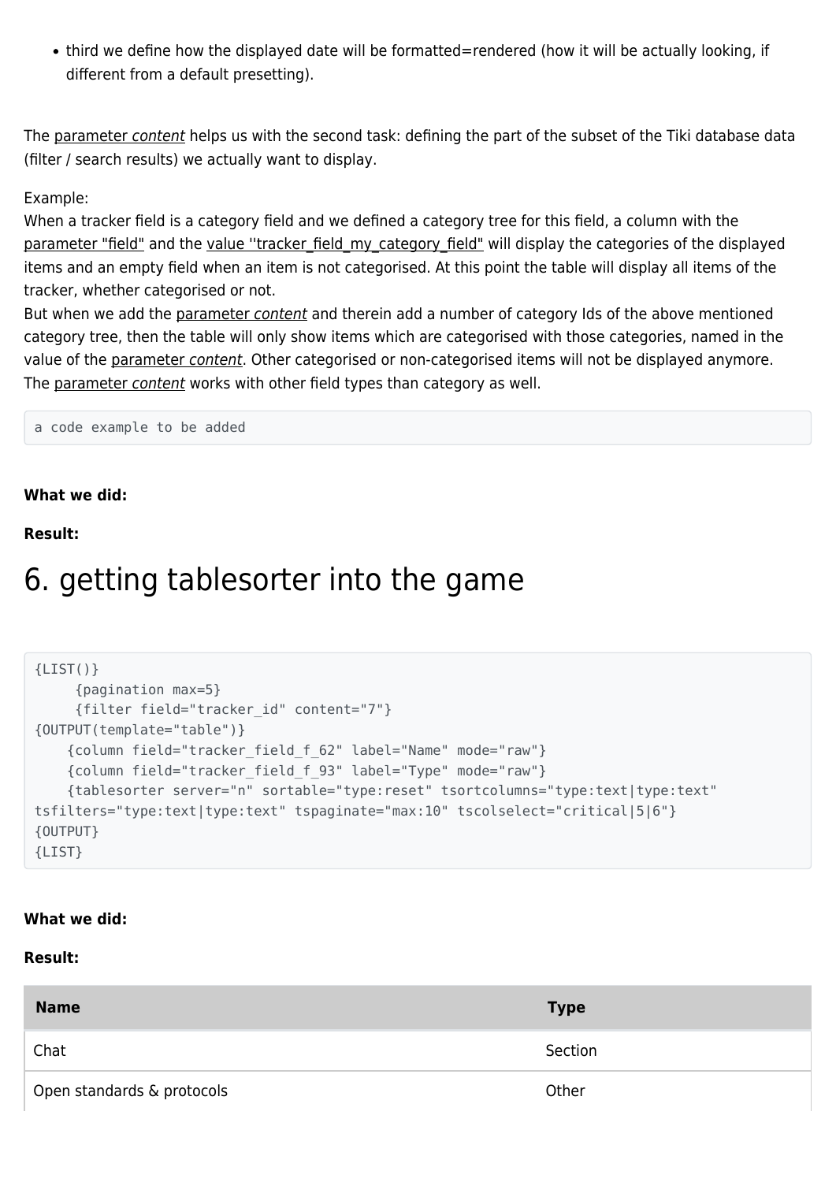- third we define how the displayed date will be formatted=rendered (how it will be actually looking, if different from a default presetting).

The parameter *content* helps us with the second task: defining the part of the subset of the Tiki database data (filter / search results) we actually want to display.

Example:
When a tracker field is a category field and we defined a category tree for this field, a column with the parameter "field" and the value ''tracker_field_my_category_field" will display the categories of the displayed items and an empty field when an item is not categorised. At this point the table will display all items of the tracker, whether categorised or not.
But when we add the parameter *content* and therein add a number of category Ids of the above mentioned category tree, then the table will only show items which are categorised with those categories, named in the value of the parameter *content*. Other categorised or non-categorised items will not be displayed anymore.
The parameter *content* works with other field types than category as well.

```
a code example to be added
```

**What we did:**

**Result:**

# 6. getting tablesorter into the game

```
{LIST()}
     {pagination max=5}
     {filter field="tracker_id" content="7"}
{OUTPUT(template="table")}
    {column field="tracker_field_f_62" label="Name" mode="raw"}
    {column field="tracker_field_f_93" label="Type" mode="raw"}
    {tablesorter server="n" sortable="type:reset" tsortcolumns="type:text|type:text"
tsfilters="type:text|type:text" tspaginate="max:10" tscolselect="critical|5|6"}
{OUTPUT}
{LIST}
```

**What we did:**

**Result:**

| Name | Type |
|---|---|
| Chat | Section |
| Open standards & protocols | Other |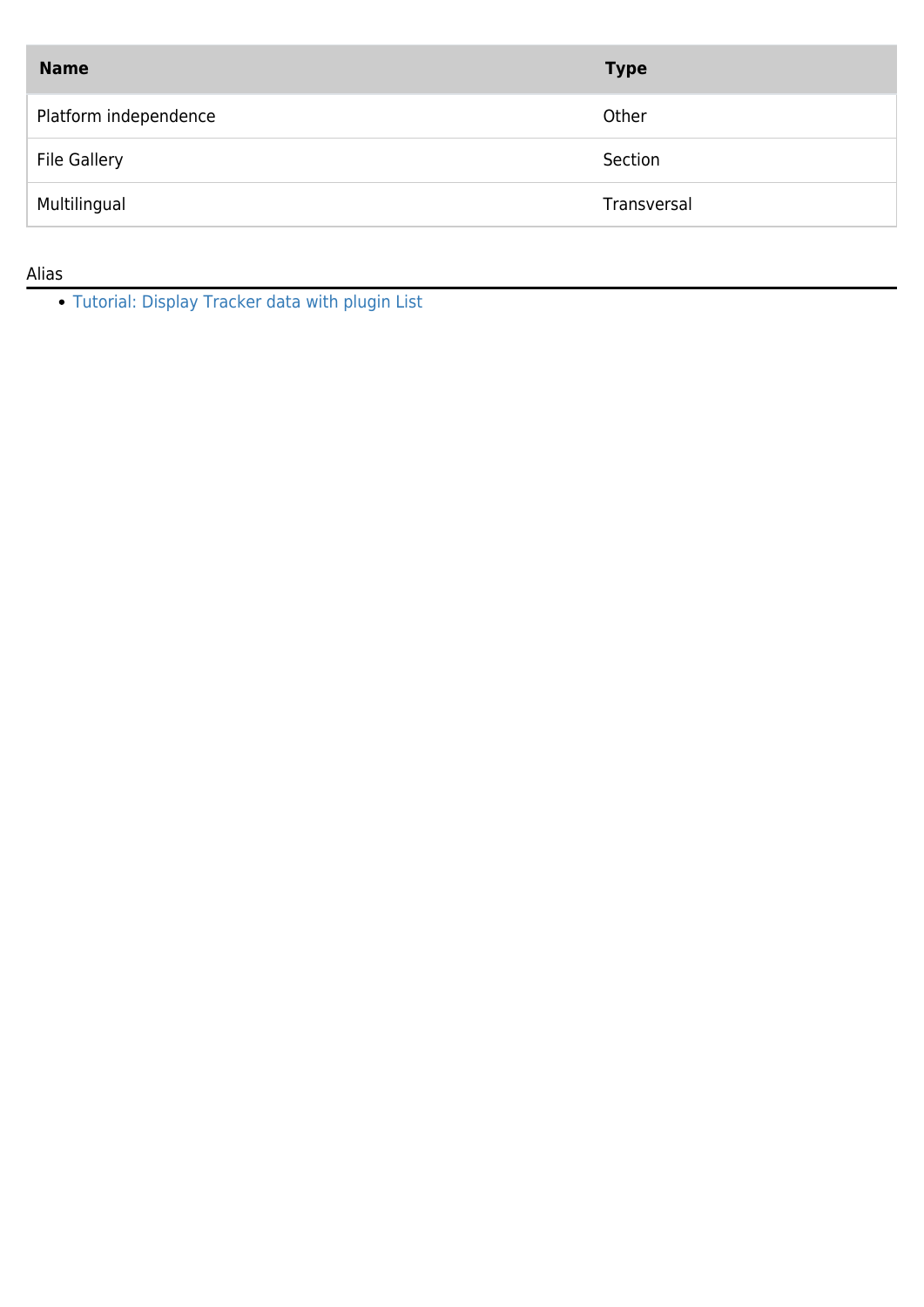| Name | Type |
| --- | --- |
| Platform independence | Other |
| File Gallery | Section |
| Multilingual | Transversal |

Alias

- Tutorial: Display Tracker data with plugin List